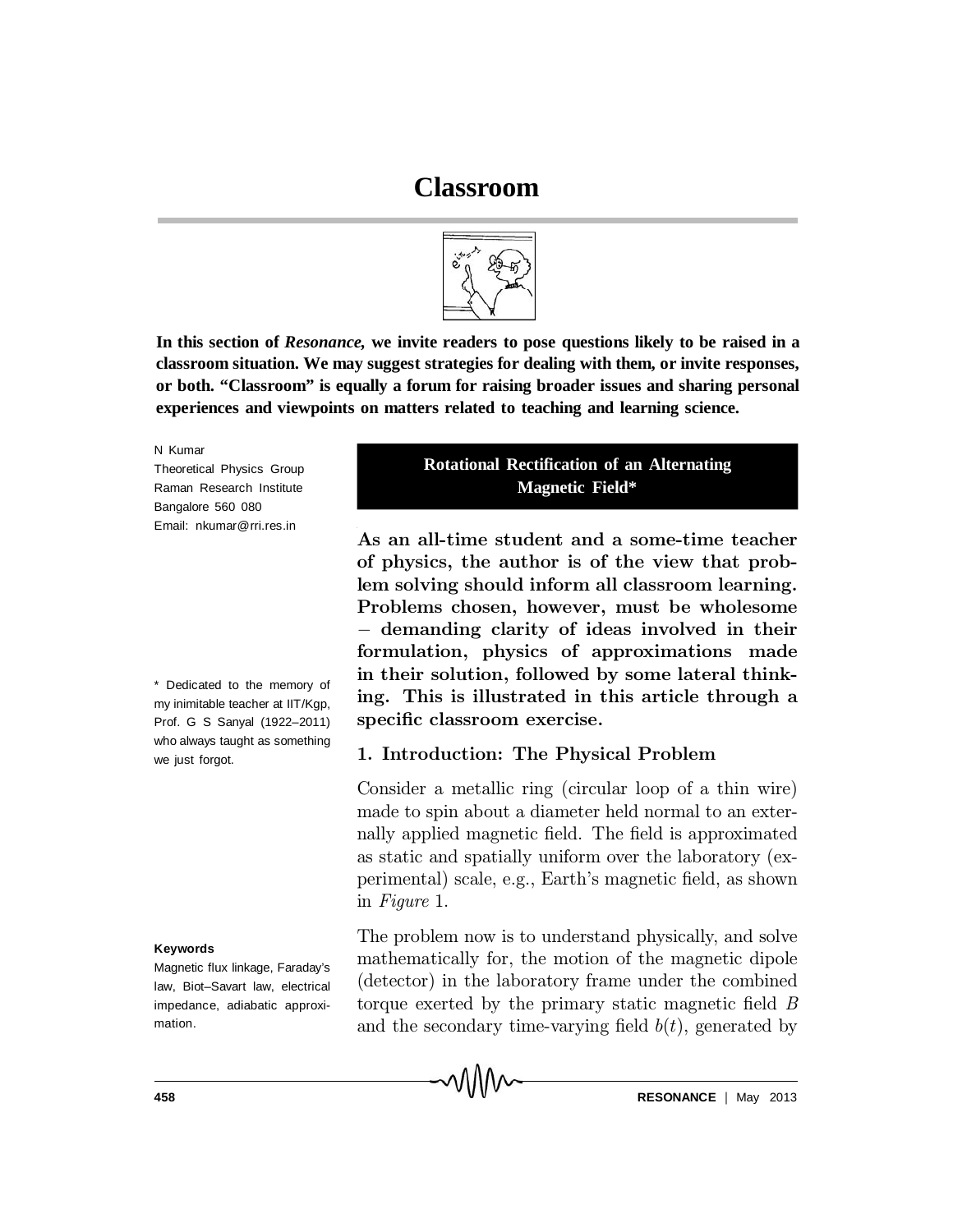# Classroom

**In this section of *Resonance,* we invite readers to pose questions likely to be raised in a classroom situation. We may suggest strategies for dealing with them, or invite responses, or both. "Classroom" is equally a forum for raising broader issues and sharing personal experiences and viewpoints on matters related to teaching and learning science.**

N Kumar
Theoretical Physics Group
Raman Research Institute
Bangalore 560 080
Email: nkumar@rri.res.in

## Rotational Rectification of an Alternating Magnetic Field*

\* Dedicated to the memory of my inimitable teacher at IIT/Kgp, Prof. G S Sanyal (1922–2011) who always taught as something we just forgot.

**As an all-time student and a some-time teacher of physics, the author is of the view that problem solving should inform all classroom learning. Problems chosen, however, must be wholesome – demanding clarity of ideas involved in their formulation, physics of approximations made in their solution, followed by some lateral thinking. This is illustrated in this article through a specific classroom exercise.**

**Keywords**

Magnetic flux linkage, Faraday's law, Biot–Savart law, electrical impedance, adiabatic approximation.

### 1. Introduction: The Physical Problem

Consider a metallic ring (circular loop of a thin wire) made to spin about a diameter held normal to an externally applied magnetic field. The field is approximated as static and spatially uniform over the laboratory (experimental) scale, e.g., Earth's magnetic field, as shown in *Figure* 1.

The problem now is to understand physically, and solve mathematically for, the motion of the magnetic dipole (detector) in the laboratory frame under the combined torque exerted by the primary static magnetic field $B$ and the secondary time-varying field $b(t)$, generated by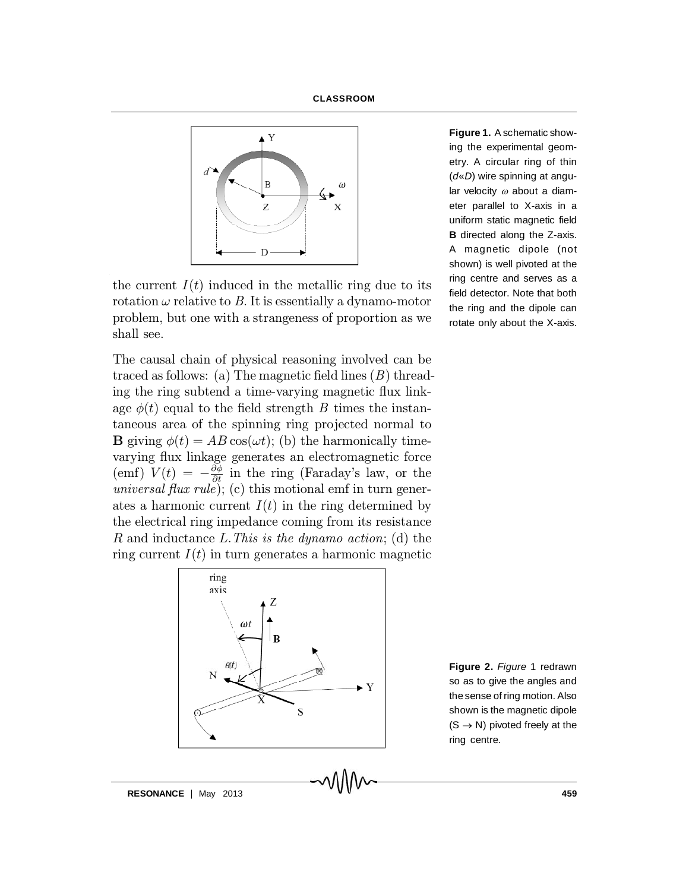the current $I(t)$ induced in the metallic ring due to its rotation $\omega$ relative to $B$. It is essentially a dynamo-motor problem, but one with a strangeness of proportion as we shall see.

The causal chain of physical reasoning involved can be traced as follows: (a) The magnetic field lines ($B$) threading the ring subtend a time-varying magnetic flux linkage $\phi(t)$ equal to the field strength $B$ times the instantaneous area of the spinning ring projected normal to $\mathbf{B}$ giving $\phi(t) = AB\cos(\omega t)$; (b) the harmonically time-varying flux linkage generates an electromagnetic force (emf) $V(t) = -\frac{\partial \phi}{\partial t}$ in the ring (Faraday's law, or the *universal flux rule*); (c) this motional emf in turn generates a harmonic current $I(t)$ in the ring determined by the electrical ring impedance coming from its resistance $R$ and inductance $L$. *This is the dynamo action*; (d) the ring current $I(t)$ in turn generates a harmonic magnetic

**Figure 1.** A schematic showing the experimental geometry. A circular ring of thin ($d$«$D$) wire spinning at angular velocity $\omega$ about a diameter parallel to X-axis in a uniform static magnetic field **B** directed along the Z-axis. A magnetic dipole (not shown) is well pivoted at the ring centre and serves as a field detector. Note that both the ring and the dipole can rotate only about the X-axis.

**Figure 2.** *Figure* 1 redrawn so as to give the angles and the sense of ring motion. Also shown is the magnetic dipole (S $\rightarrow$ N) pivoted freely at the ring centre.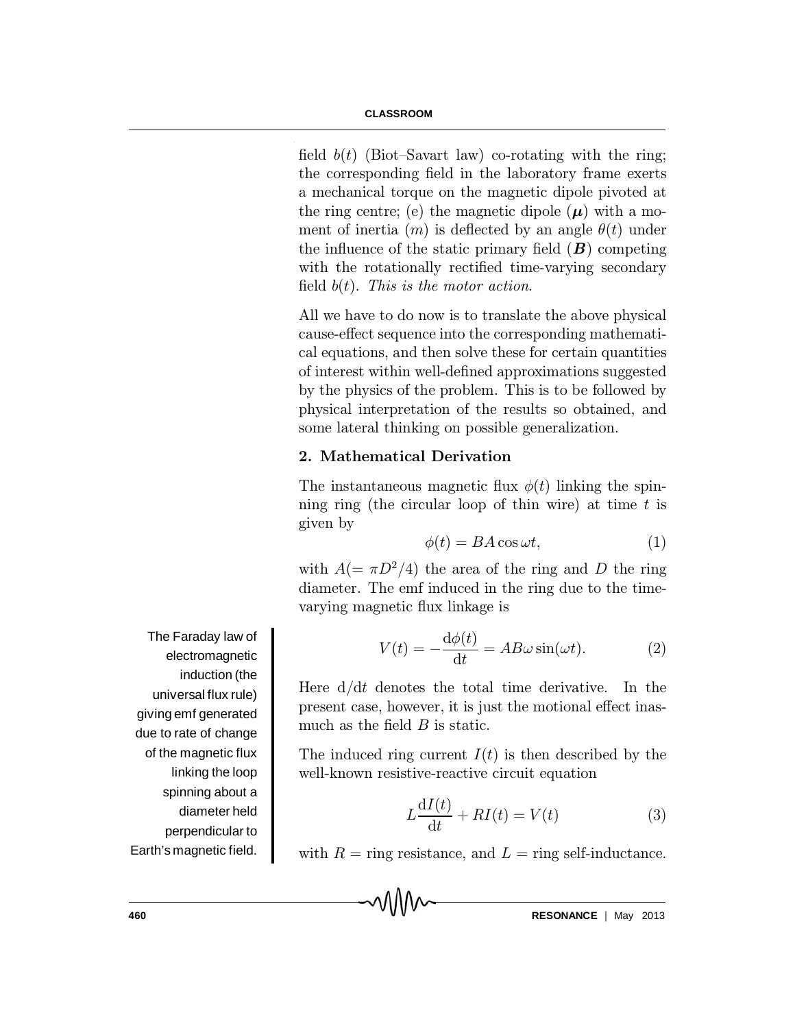field $b(t)$ (Biot–Savart law) co-rotating with the ring; the corresponding field in the laboratory frame exerts a mechanical torque on the magnetic dipole pivoted at the ring centre; (e) the magnetic dipole ($\boldsymbol{\mu}$) with a moment of inertia ($m$) is deflected by an angle $\theta(t)$ under the influence of the static primary field ($\boldsymbol{B}$) competing with the rotationally rectified time-varying secondary field $b(t)$. *This is the motor action*.

All we have to do now is to translate the above physical cause-effect sequence into the corresponding mathematical equations, and then solve these for certain quantities of interest within well-defined approximations suggested by the physics of the problem. This is to be followed by physical interpretation of the results so obtained, and some lateral thinking on possible generalization.

## 2. Mathematical Derivation

The instantaneous magnetic flux $\phi(t)$ linking the spinning ring (the circular loop of thin wire) at time $t$ is given by

$$\phi(t) = BA\cos\omega t, \tag{1}$$

with $A(= \pi D^2/4)$ the area of the ring and $D$ the ring diameter. The emf induced in the ring due to the time-varying magnetic flux linkage is

The Faraday law of electromagnetic induction (the universal flux rule) giving emf generated due to rate of change of the magnetic flux linking the loop spinning about a diameter held perpendicular to Earth's magnetic field.

$$V(t) = -\frac{\mathrm{d}\phi(t)}{\mathrm{d}t} = AB\omega\sin(\omega t). \tag{2}$$

Here $\mathrm{d}/\mathrm{d}t$ denotes the total time derivative. In the present case, however, it is just the motional effect inasmuch as the field $B$ is static.

The induced ring current $I(t)$ is then described by the well-known resistive-reactive circuit equation

$$L\frac{\mathrm{d}I(t)}{\mathrm{d}t} + RI(t) = V(t) \tag{3}$$

with $R$ = ring resistance, and $L$ = ring self-inductance.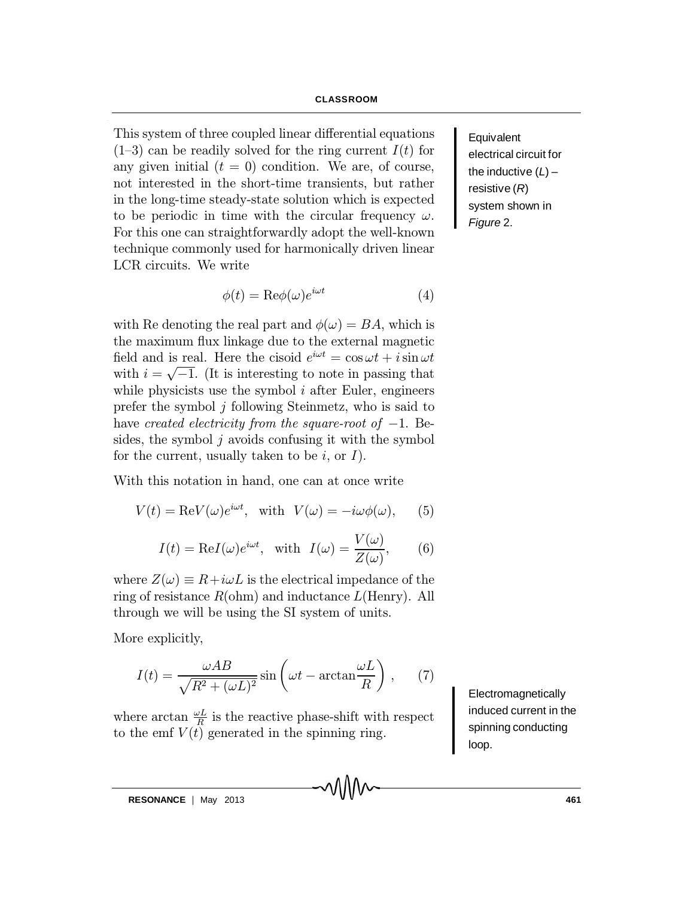This system of three coupled linear differential equations (1–3) can be readily solved for the ring current $I(t)$ for any given initial ($t = 0$) condition. We are, of course, not interested in the short-time transients, but rather in the long-time steady-state solution which is expected to be periodic in time with the circular frequency $\omega$. For this one can straightforwardly adopt the well-known technique commonly used for harmonically driven linear LCR circuits. We write

Equivalent electrical circuit for the inductive ($L$) – resistive ($R$) system shown in *Figure* 2.

$$\phi(t) = \text{Re}\phi(\omega)e^{i\omega t} \tag{4}$$

with Re denoting the real part and $\phi(\omega) = BA$, which is the maximum flux linkage due to the external magnetic field and is real. Here the cisoid $e^{i\omega t} = \cos\omega t + i\sin\omega t$ with $i = \sqrt{-1}$. (It is interesting to note in passing that while physicists use the symbol $i$ after Euler, engineers prefer the symbol $j$ following Steinmetz, who is said to have *created electricity from the square-root of* $-1$. Besides, the symbol $j$ avoids confusing it with the symbol for the current, usually taken to be $i$, or $I$).

With this notation in hand, one can at once write

$$V(t) = \text{Re}V(\omega)e^{i\omega t}, \text{ with } V(\omega) = -i\omega\phi(\omega), \tag{5}$$

$$I(t) = \text{Re}I(\omega)e^{i\omega t}, \text{ with } I(\omega) = \frac{V(\omega)}{Z(\omega)}, \tag{6}$$

where $Z(\omega) \equiv R + i\omega L$ is the electrical impedance of the ring of resistance $R$(ohm) and inductance $L$(Henry). All through we will be using the SI system of units.

More explicitly,

$$I(t) = \frac{\omega AB}{\sqrt{R^2 + (\omega L)^2}} \sin\left(\omega t - \arctan\frac{\omega L}{R}\right), \tag{7}$$

where $\arctan\frac{\omega L}{R}$ is the reactive phase-shift with respect to the emf $V(t)$ generated in the spinning ring.

Electromagnetically induced current in the spinning conducting loop.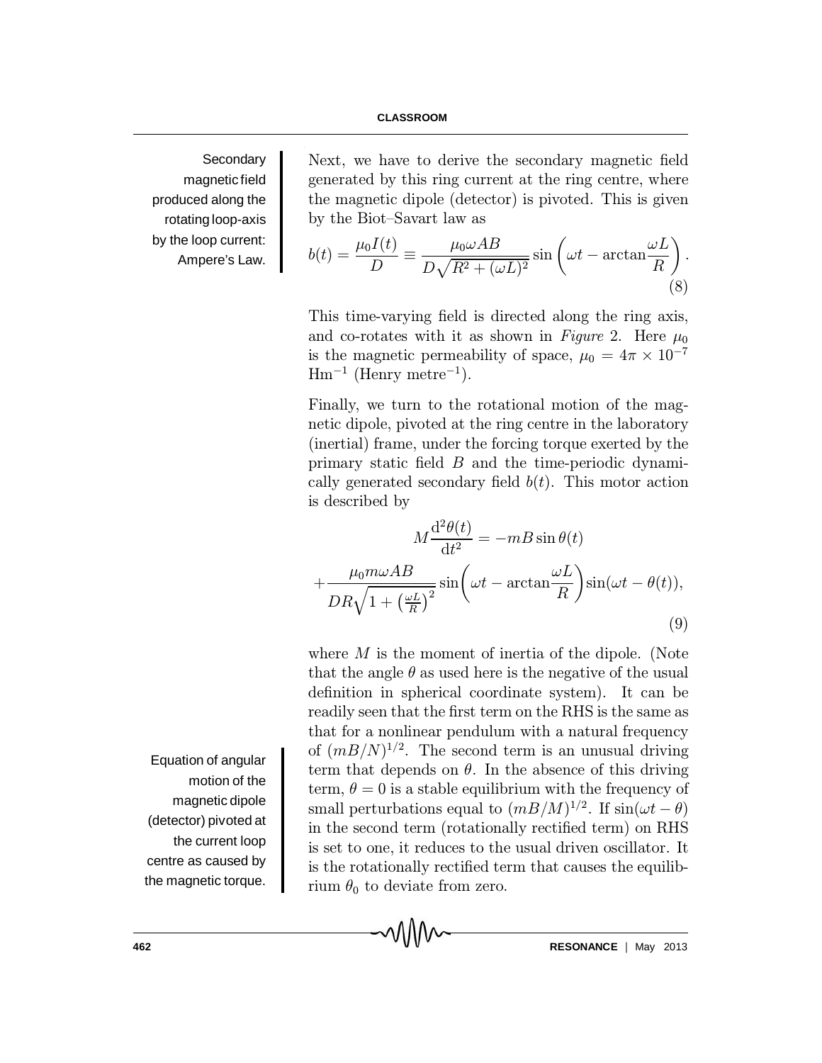Secondary magnetic field produced along the rotating loop-axis by the loop current: Ampere's Law.

Next, we have to derive the secondary magnetic field generated by this ring current at the ring centre, where the magnetic dipole (detector) is pivoted. This is given by the Biot–Savart law as

$$b(t) = \frac{\mu_0 I(t)}{D} \equiv \frac{\mu_0 \omega A B}{D\sqrt{R^2 + (\omega L)^2}} \sin\left(\omega t - \arctan\frac{\omega L}{R}\right). \tag{8}$$

This time-varying field is directed along the ring axis, and co-rotates with it as shown in *Figure* 2. Here $\mu_0$ is the magnetic permeability of space, $\mu_0 = 4\pi \times 10^{-7}$ $\mathrm{Hm}^{-1}$ (Henry $\mathrm{metre}^{-1}$).

Finally, we turn to the rotational motion of the magnetic dipole, pivoted at the ring centre in the laboratory (inertial) frame, under the forcing torque exerted by the primary static field $B$ and the time-periodic dynamically generated secondary field $b(t)$. This motor action is described by

$$M\frac{\mathrm{d}^2\theta(t)}{\mathrm{d}t^2} = -mB\sin\theta(t)$$
$$+\frac{\mu_0 m\omega AB}{DR\sqrt{1+\left(\frac{\omega L}{R}\right)^2}}\sin\left(\omega t - \arctan\frac{\omega L}{R}\right)\sin(\omega t - \theta(t)), \tag{9}$$

Equation of angular motion of the magnetic dipole (detector) pivoted at the current loop centre as caused by the magnetic torque.

where $M$ is the moment of inertia of the dipole. (Note that the angle $\theta$ as used here is the negative of the usual definition in spherical coordinate system). It can be readily seen that the first term on the RHS is the same as that for a nonlinear pendulum with a natural frequency of $(mB/N)^{1/2}$. The second term is an unusual driving term that depends on $\theta$. In the absence of this driving term, $\theta = 0$ is a stable equilibrium with the frequency of small perturbations equal to $(mB/M)^{1/2}$. If $\sin(\omega t - \theta)$ in the second term (rotationally rectified term) on RHS is set to one, it reduces to the usual driven oscillator. It is the rotationally rectified term that causes the equilibrium $\theta_0$ to deviate from zero.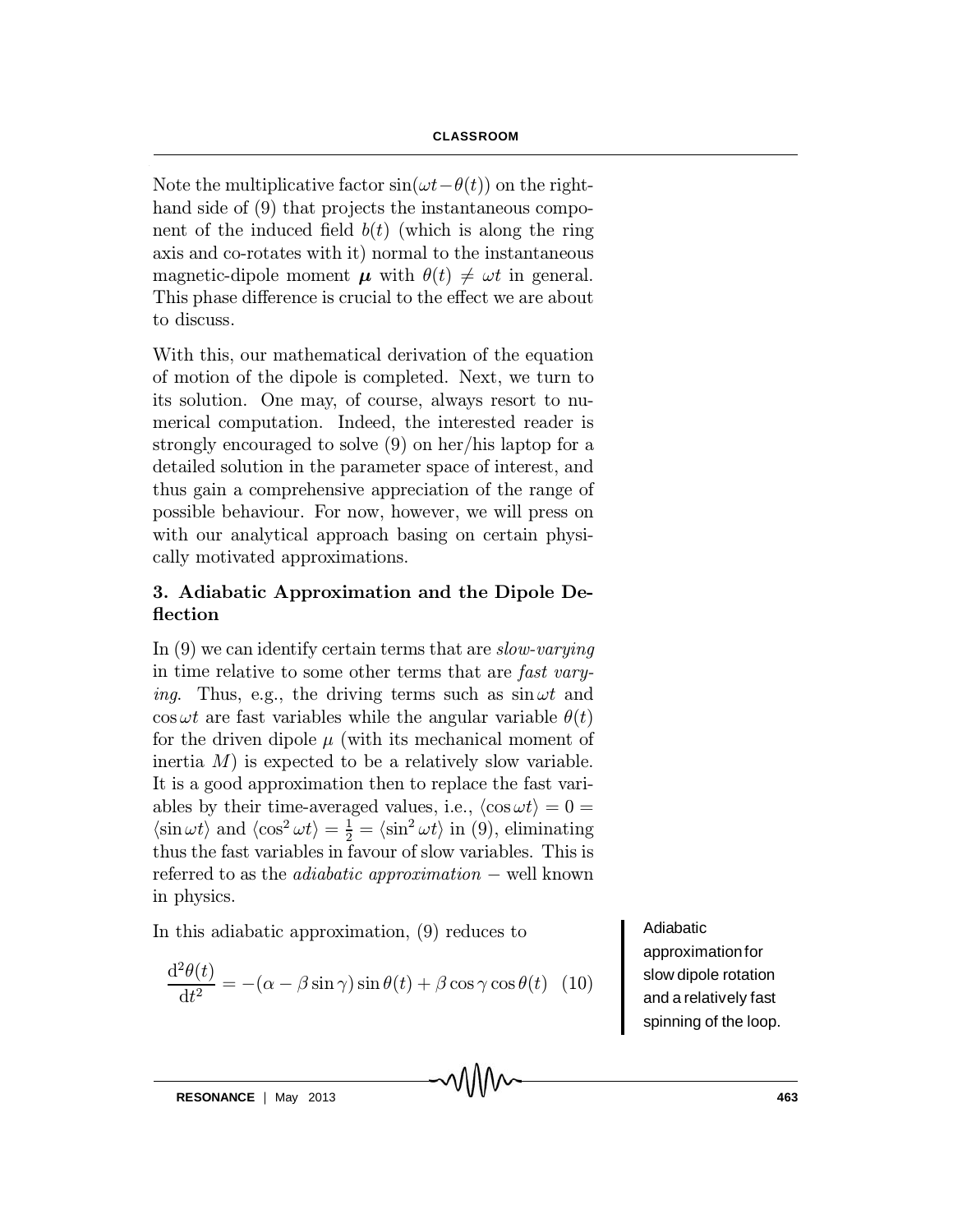Note the multiplicative factor $\sin(\omega t - \theta(t))$ on the right-hand side of (9) that projects the instantaneous component of the induced field $b(t)$ (which is along the ring axis and co-rotates with it) normal to the instantaneous magnetic-dipole moment $\boldsymbol{\mu}$ with $\theta(t) \neq \omega t$ in general. This phase difference is crucial to the effect we are about to discuss.

With this, our mathematical derivation of the equation of motion of the dipole is completed. Next, we turn to its solution. One may, of course, always resort to numerical computation. Indeed, the interested reader is strongly encouraged to solve (9) on her/his laptop for a detailed solution in the parameter space of interest, and thus gain a comprehensive appreciation of the range of possible behaviour. For now, however, we will press on with our analytical approach basing on certain physically motivated approximations.

## 3. Adiabatic Approximation and the Dipole Deflection

In (9) we can identify certain terms that are *slow-varying* in time relative to some other terms that are *fast varying*. Thus, e.g., the driving terms such as $\sin \omega t$ and $\cos \omega t$ are fast variables while the angular variable $\theta(t)$ for the driven dipole $\mu$ (with its mechanical moment of inertia $M$) is expected to be a relatively slow variable. It is a good approximation then to replace the fast variables by their time-averaged values, i.e., $\langle \cos \omega t \rangle = 0 = \langle \sin \omega t \rangle$ and $\langle \cos^2 \omega t \rangle = \frac{1}{2} = \langle \sin^2 \omega t \rangle$ in (9), eliminating thus the fast variables in favour of slow variables. This is referred to as the *adiabatic approximation* − well known in physics.

In this adiabatic approximation, (9) reduces to

$$\frac{\mathrm{d}^2\theta(t)}{\mathrm{d}t^2} = -(\alpha - \beta \sin \gamma) \sin \theta(t) + \beta \cos \gamma \cos \theta(t) \quad (10)$$

Adiabatic approximation for slow dipole rotation and a relatively fast spinning of the loop.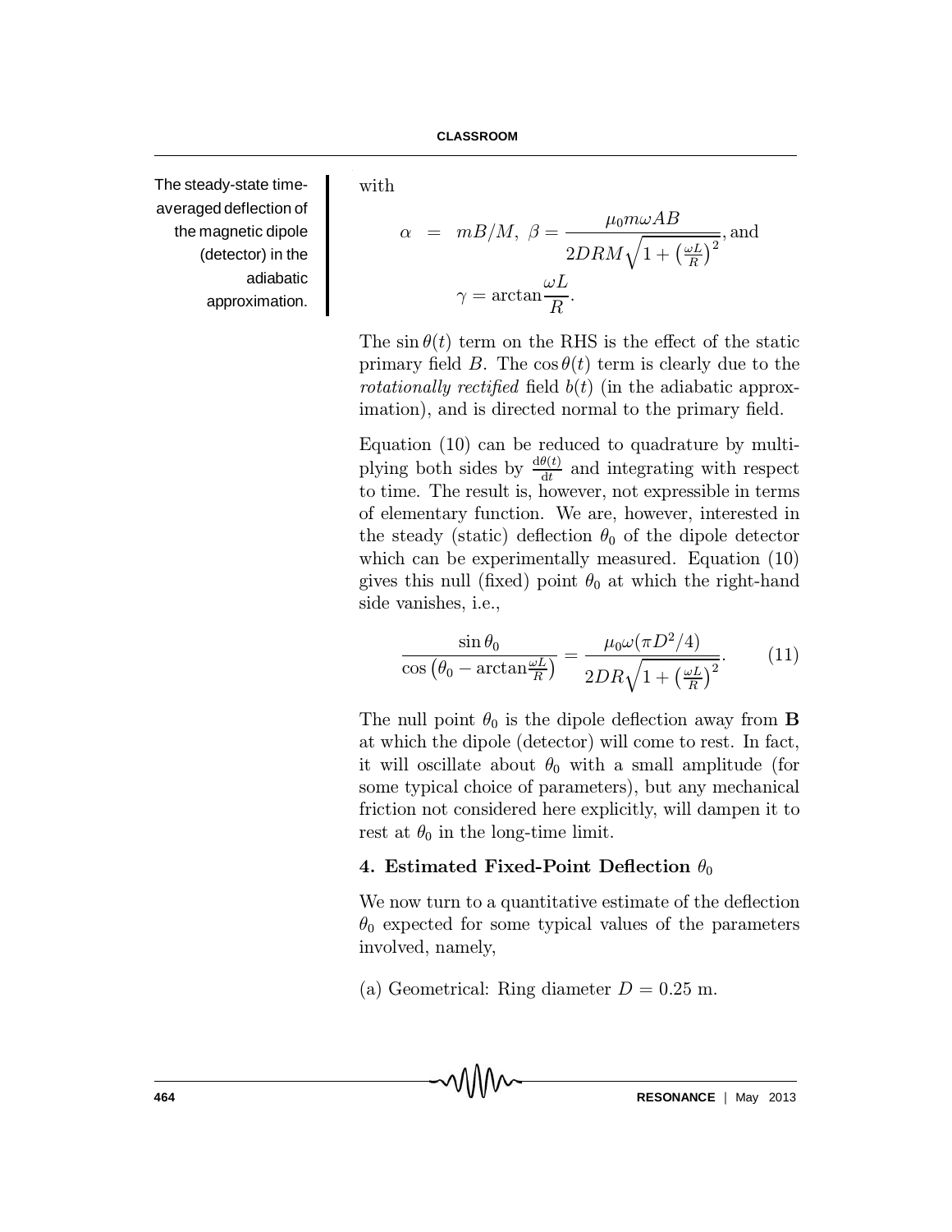The steady-state time-averaged deflection of the magnetic dipole (detector) in the adiabatic approximation.

with

$$\alpha = mB/M, \ \beta = \frac{\mu_0 m\omega AB}{2DRM\sqrt{1+\left(\frac{\omega L}{R}\right)^2}}, \text{and}$$

$$\gamma = \arctan\frac{\omega L}{R}.$$

The $\sin\theta(t)$ term on the RHS is the effect of the static primary field $B$. The $\cos\theta(t)$ term is clearly due to the *rotationally rectified* field $b(t)$ (in the adiabatic approximation), and is directed normal to the primary field.

Equation (10) can be reduced to quadrature by multiplying both sides by $\frac{d\theta(t)}{dt}$ and integrating with respect to time. The result is, however, not expressible in terms of elementary function. We are, however, interested in the steady (static) deflection $\theta_0$ of the dipole detector which can be experimentally measured. Equation (10) gives this null (fixed) point $\theta_0$ at which the right-hand side vanishes, i.e.,

$$\frac{\sin\theta_0}{\cos\left(\theta_0 - \arctan\frac{\omega L}{R}\right)} = \frac{\mu_0\omega(\pi D^2/4)}{2DR\sqrt{1+\left(\frac{\omega L}{R}\right)^2}}. \qquad (11)$$

The null point $\theta_0$ is the dipole deflection away from $\mathbf{B}$ at which the dipole (detector) will come to rest. In fact, it will oscillate about $\theta_0$ with a small amplitude (for some typical choice of parameters), but any mechanical friction not considered here explicitly, will dampen it to rest at $\theta_0$ in the long-time limit.

## 4. Estimated Fixed-Point Deflection $\theta_0$

We now turn to a quantitative estimate of the deflection $\theta_0$ expected for some typical values of the parameters involved, namely,

(a) Geometrical: Ring diameter $D = 0.25$ m.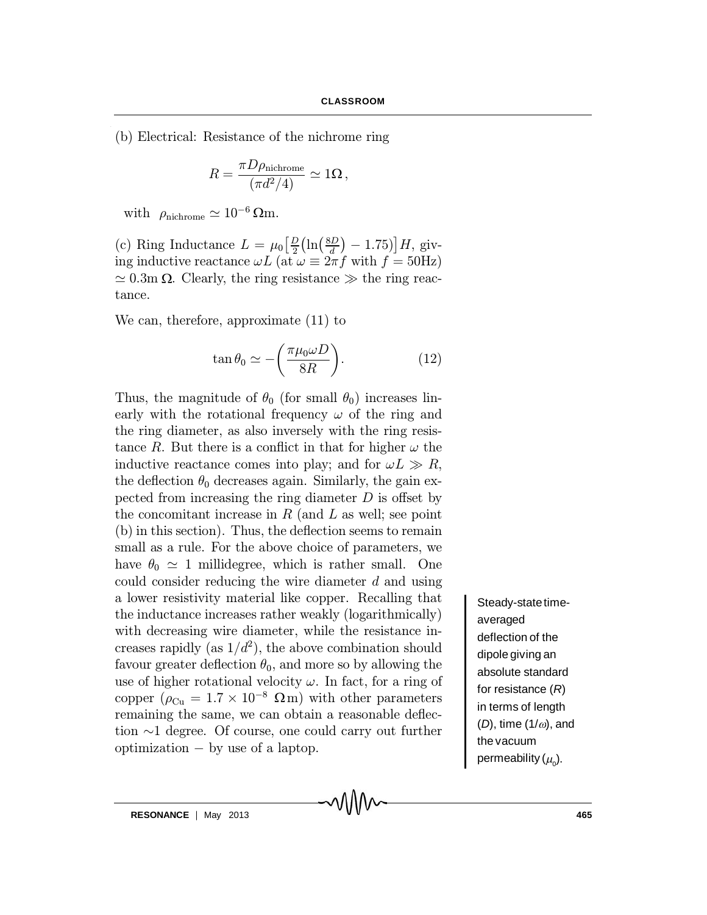(b) Electrical: Resistance of the nichrome ring

$$R = \frac{\pi D \rho_{\text{nichrome}}}{(\pi d^2/4)} \simeq 1\Omega\,,$$

with $\rho_{\text{nichrome}} \simeq 10^{-6}\,\Omega\text{m}$.

(c) Ring Inductance $L = \mu_0\left[\frac{D}{2}\left(\ln\left(\frac{8D}{d}\right) - 1.75\right)\right]H$, giving inductive reactance $\omega L$ (at $\omega \equiv 2\pi f$ with $f = 50\text{Hz}$) $\simeq 0.3\text{m}\,\Omega$. Clearly, the ring resistance $\gg$ the ring reactance.

We can, therefore, approximate (11) to

$$\tan\theta_0 \simeq -\left(\frac{\pi\mu_0\omega D}{8R}\right). \tag{12}$$

Thus, the magnitude of $\theta_0$ (for small $\theta_0$) increases linearly with the rotational frequency $\omega$ of the ring and the ring diameter, as also inversely with the ring resistance $R$. But there is a conflict in that for higher $\omega$ the inductive reactance comes into play; and for $\omega L \gg R$, the deflection $\theta_0$ decreases again. Similarly, the gain expected from increasing the ring diameter $D$ is offset by the concomitant increase in $R$ (and $L$ as well; see point (b) in this section). Thus, the deflection seems to remain small as a rule. For the above choice of parameters, we have $\theta_0 \simeq 1$ millidegree, which is rather small. One could consider reducing the wire diameter $d$ and using a lower resistivity material like copper. Recalling that the inductance increases rather weakly (logarithmically) with decreasing wire diameter, while the resistance increases rapidly (as $1/d^2$), the above combination should favour greater deflection $\theta_0$, and more so by allowing the use of higher rotational velocity $\omega$. In fact, for a ring of copper ($\rho_{\text{Cu}} = 1.7 \times 10^{-8}\ \Omega\,\text{m}$) with other parameters remaining the same, we can obtain a reasonable deflection $\sim$1 degree. Of course, one could carry out further optimization $-$ by use of a laptop.

Steady-state time-averaged deflection of the dipole giving an absolute standard for resistance ($R$) in terms of length ($D$), time ($1/\omega$), and the vacuum permeability ($\mu_0$).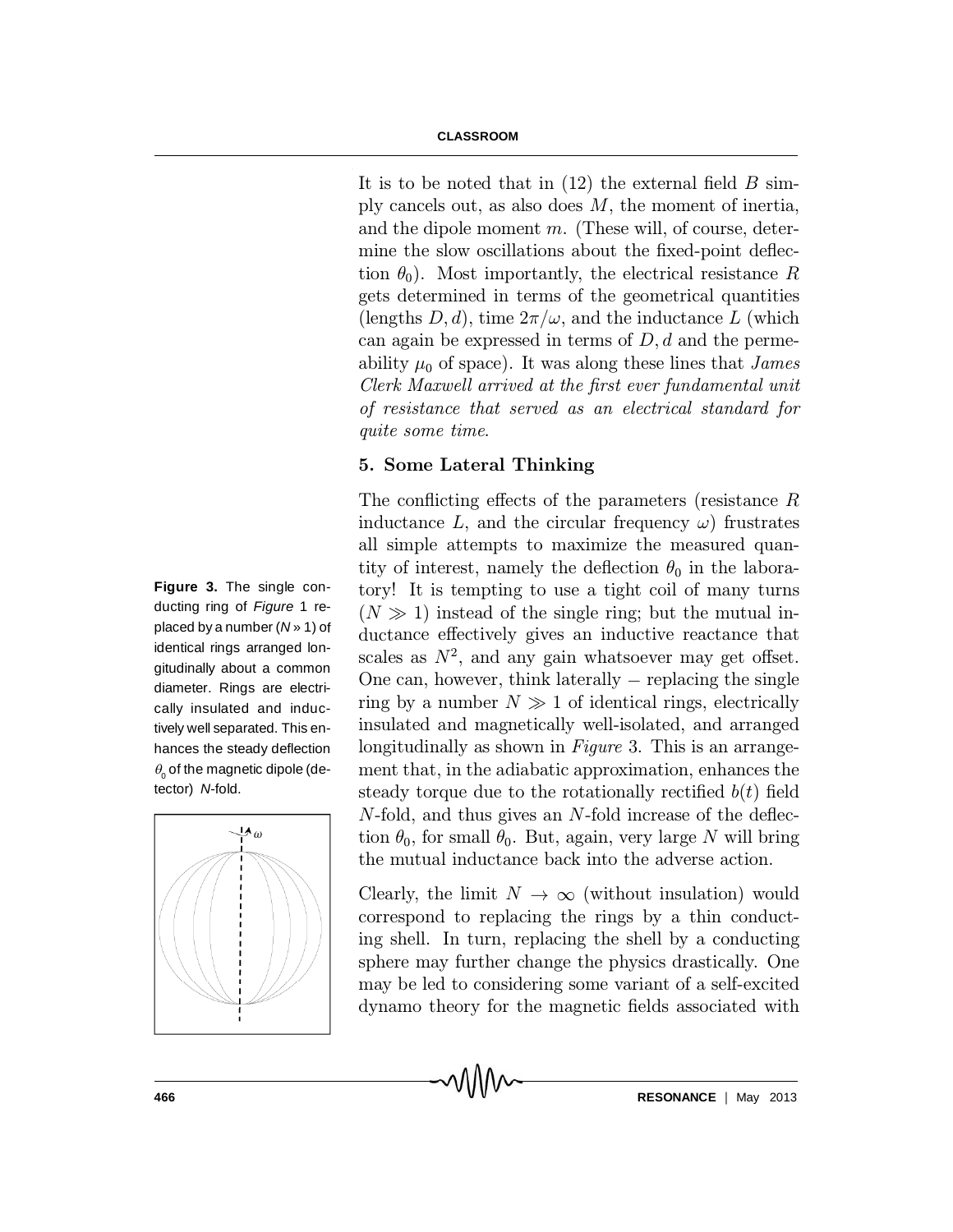It is to be noted that in (12) the external field $B$ simply cancels out, as also does $M$, the moment of inertia, and the dipole moment $m$. (These will, of course, determine the slow oscillations about the fixed-point deflection $\theta_0$). Most importantly, the electrical resistance $R$ gets determined in terms of the geometrical quantities (lengths $D, d$), time $2\pi/\omega$, and the inductance $L$ (which can again be expressed in terms of $D, d$ and the permeability $\mu_0$ of space). It was along these lines that *James Clerk Maxwell arrived at the first ever fundamental unit of resistance that served as an electrical standard for quite some time*.

## 5. Some Lateral Thinking

The conflicting effects of the parameters (resistance $R$ inductance $L$, and the circular frequency $\omega$) frustrates all simple attempts to maximize the measured quantity of interest, namely the deflection $\theta_0$ in the laboratory! It is tempting to use a tight coil of many turns ($N \gg 1$) instead of the single ring; but the mutual inductance effectively gives an inductive reactance that scales as $N^2$, and any gain whatsoever may get offset. One can, however, think laterally – replacing the single ring by a number $N \gg 1$ of identical rings, electrically insulated and magnetically well-isolated, and arranged longitudinally as shown in *Figure* 3. This is an arrangement that, in the adiabatic approximation, enhances the steady torque due to the rotationally rectified $b(t)$ field $N$-fold, and thus gives an $N$-fold increase of the deflection $\theta_0$, for small $\theta_0$. But, again, very large $N$ will bring the mutual inductance back into the adverse action.

**Figure 3.** The single conducting ring of *Figure* 1 replaced by a number ($N \gg 1$) of identical rings arranged longitudinally about a common diameter. Rings are electrically insulated and inductively well separated. This enhances the steady deflection $\theta_0$ of the magnetic dipole (detector) $N$-fold.

Clearly, the limit $N \to \infty$ (without insulation) would correspond to replacing the rings by a thin conducting shell. In turn, replacing the shell by a conducting sphere may further change the physics drastically. One may be led to considering some variant of a self-excited dynamo theory for the magnetic fields associated with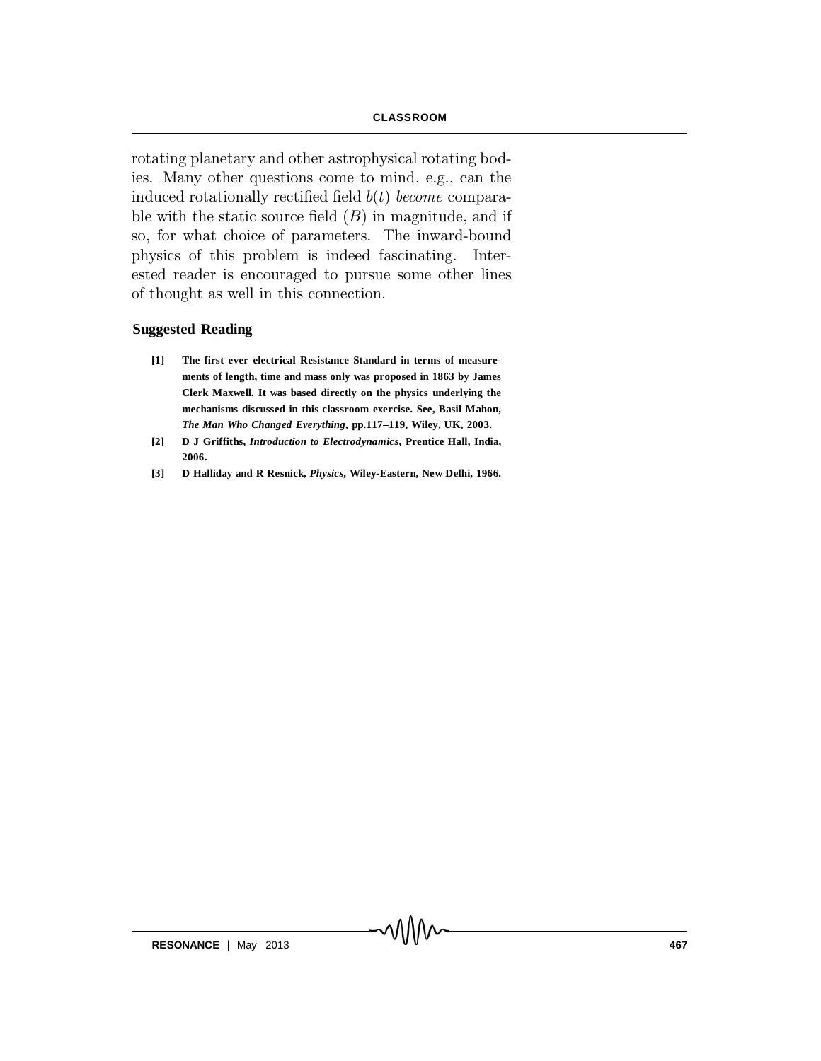rotating planetary and other astrophysical rotating bodies. Many other questions come to mind, e.g., can the induced rotationally rectified field $b(t)$ *become* comparable with the static source field $(B)$ in magnitude, and if so, for what choice of parameters. The inward-bound physics of this problem is indeed fascinating. Interested reader is encouraged to pursue some other lines of thought as well in this connection.

## Suggested Reading

**[1]** **The first ever electrical Resistance Standard in terms of measurements of length, time and mass only was proposed in 1863 by James Clerk Maxwell. It was based directly on the physics underlying the mechanisms discussed in this classroom exercise. See, Basil Mahon, *The Man Who Changed Everything*, pp.117–119, Wiley, UK, 2003.**

**[2]** **D J Griffiths, *Introduction to Electrodynamics*, Prentice Hall, India, 2006.**

**[3]** **D Halliday and R Resnick, *Physics*, Wiley-Eastern, New Delhi, 1966.**